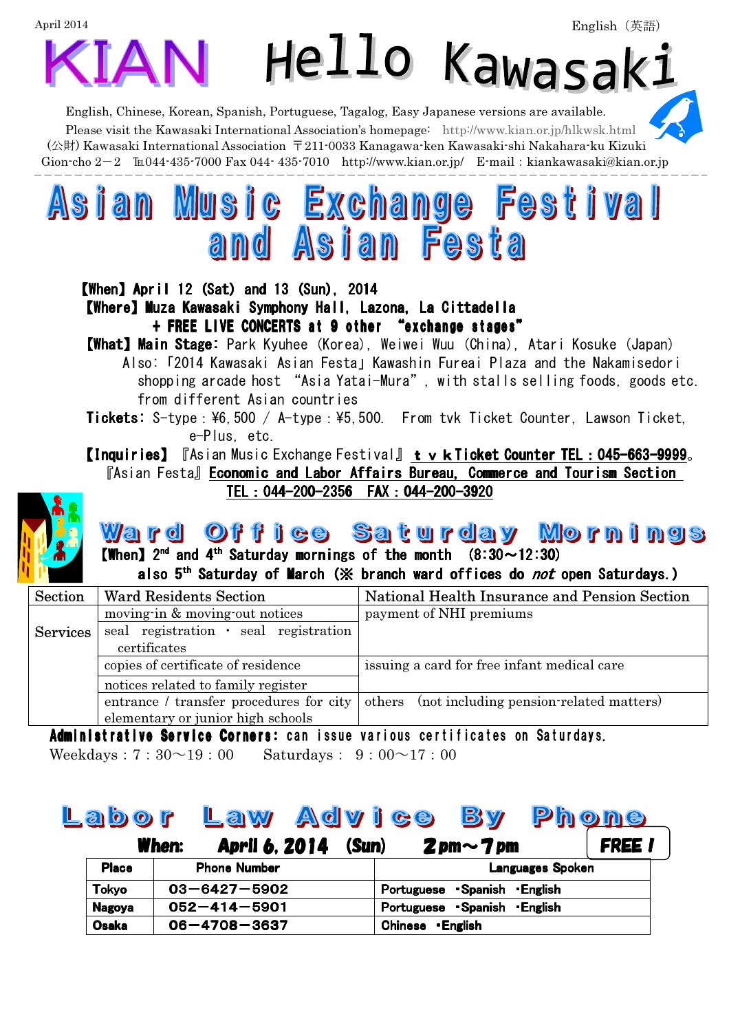April 2014 English（英語）

# KIAN Hello Kawasaki

English, Chinese, Korean, Spanish, Portuguese, Tagalog, Easy Japanese versions are available.
Please visit the Kawasaki International Association's homepage: http://www.kian.or.jp/hlkwsk.html
(公財) Kawasaki International Association 〒211-0033 Kanagawa-ken Kawasaki-shi Nakahara-ku Kizuki Gion-cho 2－2 ℡044-435-7000 Fax 044- 435-7010 http://www.kian.or.jp/ E-mail：kiankawasaki@kian.or.jp

## Asian Music Exchange Festival and Asian Festa

**【When】April 12 (Sat) and 13 (Sun), 2014**
**【Where】Muza Kawasaki Symphony Hall, Lazona, La Cittadella**
**+ FREE LIVE CONCERTS at 9 other "exchange stages"**
**【What】Main Stage:** Park Kyuhee (Korea), Weiwei Wuu (China), Atari Kosuke (Japan)
Also:「2014 Kawasaki Asian Festa」Kawashin Fureai Plaza and the Nakamisedori shopping arcade host "Asia Yatai-Mura", with stalls selling foods, goods etc. from different Asian countries
**Tickets:** S-type：¥6,500 / A-type：¥5,500. From tvk Ticket Counter, Lawson Ticket, e-Plus, etc.
**【Inquiries】**『Asian Music Exchange Festival』**tvk Ticket Counter TEL：045-663-9999**。
『Asian Festa』**Economic and Labor Affairs Bureau, Commerce and Tourism Section TEL：044-200-2356 FAX：044-200-3920**

## Ward Office Saturday Mornings

**【When】2nd and 4th Saturday mornings of the month (8:30～12:30)**
**also 5th Saturday of March (※ branch ward offices do *not* open Saturdays.)**

| Section | Ward Residents Section | National Health Insurance and Pension Section |
|---|---|---|
| Services | moving-in & moving-out notices | payment of NHI premiums |
| | seal registration・seal registration certificates | |
| | copies of certificate of residence | issuing a card for free infant medical care |
| | notices related to family register | |
| | entrance / transfer procedures for city elementary or junior high schools | others (not including pension-related matters) |

**Administrative Service Corners:** can issue various certificates on Saturdays.
Weekdays：7：30～19：00 Saturdays： 9：00～17：00

## Labor Law Advice By Phone

**When: April 6, 2014 (Sun) 2pm～7pm** **FREE!**

| Place | Phone Number | Languages Spoken |
|---|---|---|
| Tokyo | 03－6427－5902 | Portuguese ・Spanish ・English |
| Nagoya | 052－414－5901 | Portuguese ・Spanish ・English |
| Osaka | 06－4708－3637 | Chinese ・English |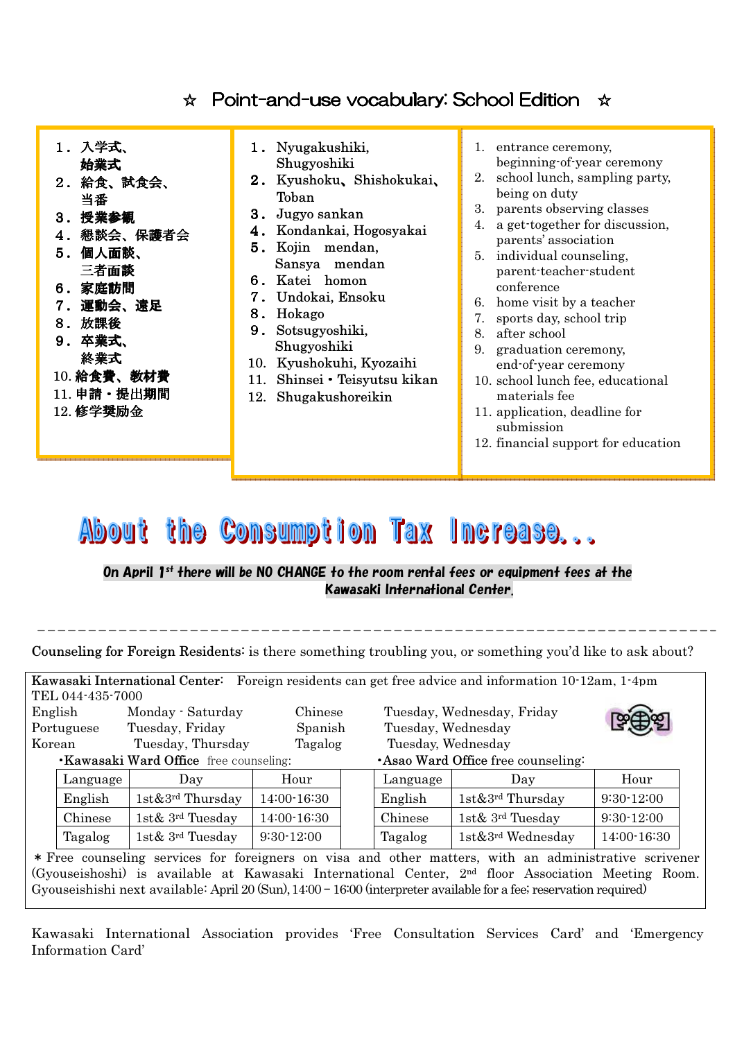## ☆ Point-and-use vocabulary: School Edition ☆

| | | |
|---|---|---|
| 1．入学式、始業式 | 1．Nyugakushiki, Shugyoshiki | 1. entrance ceremony, beginning-of-year ceremony |
| 2．給食、試食会、当番 | 2．Kyushoku、Shishokukai、Toban | 2. school lunch, sampling party, being on duty |
| 3．授業参観 | 3．Jugyo sankan | 3. parents observing classes |
| 4．懇談会、保護者会 | 4．Kondankai, Hogosyakai | 4. a get-together for discussion, parents' association |
| 5．個人面談、三者面談 | 5．Kojin mendan, Sansya mendan | 5. individual counseling, parent-teacher-student conference |
| 6．家庭訪問 | 6．Katei homon | 6. home visit by a teacher |
| 7．運動会、遠足 | 7．Undokai, Ensoku | 7. sports day, school trip |
| 8．放課後 | 8．Hokago | 8. after school |
| 9．卒業式、終業式 | 9．Sotsugyoshiki, Shugyoshiki | 9. graduation ceremony, end-of-year ceremony |
| 10. 給食費、教材費 | 10. Kyushokuhi, Kyozaihi | 10. school lunch fee, educational materials fee |
| 11. 申請・提出期間 | 11. Shinsei・Teisyutsu kikan | 11. application, deadline for submission |
| 12. 修学奨励金 | 12. Shugakushoreikin | 12. financial support for education |

# About the Consumption Tax Increase...

***On April 1st there will be NO CHANGE to the room rental fees or equipment fees at the Kawasaki International Center.***

---

**Counseling for Foreign Residents:** is there something troubling you, or something you'd like to ask about?

**Kawasaki International Center:** Foreign residents can get free advice and information 10-12am, 1-4pm
TEL 044-435-7000

| | | | |
|---|---|---|---|
| English | Monday - Saturday | Chinese | Tuesday, Wednesday, Friday |
| Portuguese | Tuesday, Friday | Spanish | Tuesday, Wednesday |
| Korean | Tuesday, Thursday | Tagalog | Tuesday, Wednesday |

•**Kawasaki Ward Office** free counseling:

| Language | Day | Hour |
|---|---|---|
| English | 1st&3rd Thursday | 14:00-16:30 |
| Chinese | 1st& 3rd Tuesday | 14:00-16:30 |
| Tagalog | 1st& 3rd Tuesday | 9:30-12:00 |

•**Asao Ward Office** free counseling:

| Language | Day | Hour |
|---|---|---|
| English | 1st&3rd Thursday | 9:30-12:00 |
| Chinese | 1st& 3rd Tuesday | 9:30-12:00 |
| Tagalog | 1st&3rd Wednesday | 14:00-16:30 |

＊Free counseling services for foreigners on visa and other matters, with an administrative scrivener (Gyouseishoshi) is available at Kawasaki International Center, 2nd floor Association Meeting Room. Gyouseishishi next available: April 20 (Sun), 14:00 – 16:00 (interpreter available for a fee; reservation required)

Kawasaki International Association provides 'Free Consultation Services Card' and 'Emergency Information Card'